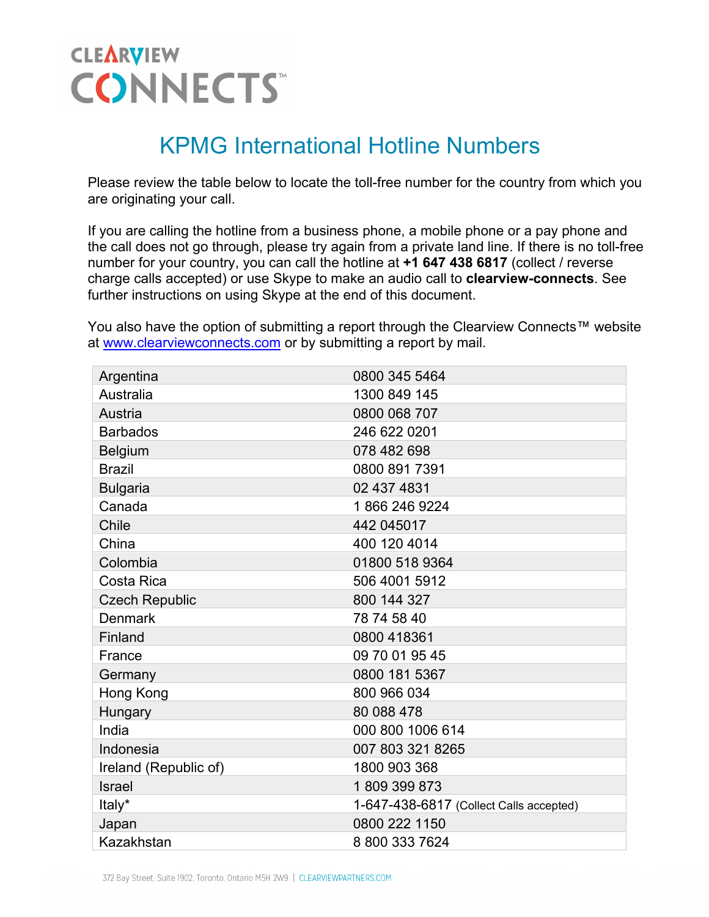CLEARVIEW CONNECTS™

# KPMG International Hotline Numbers

Please review the table below to locate the toll-free number for the country from which you are originating your call.

If you are calling the hotline from a business phone, a mobile phone or a pay phone and the call does not go through, please try again from a private land line. If there is no toll-free number for your country, you can call the hotline at **+1 647 438 6817** (collect / reverse charge calls accepted) or use Skype to make an audio call to **clearview-connects**. See further instructions on using Skype at the end of this document.

You also have the option of submitting a report through the Clearview Connects™ website at [www.clearviewconnects.com](www.clearviewconnects.com) or by submitting a report by mail.

| | |
|---|---|
| Argentina | 0800 345 5464 |
| Australia | 1300 849 145 |
| Austria | 0800 068 707 |
| Barbados | 246 622 0201 |
| Belgium | 078 482 698 |
| Brazil | 0800 891 7391 |
| Bulgaria | 02 437 4831 |
| Canada | 1 866 246 9224 |
| Chile | 442 045017 |
| China | 400 120 4014 |
| Colombia | 01800 518 9364 |
| Costa Rica | 506 4001 5912 |
| Czech Republic | 800 144 327 |
| Denmark | 78 74 58 40 |
| Finland | 0800 418361 |
| France | 09 70 01 95 45 |
| Germany | 0800 181 5367 |
| Hong Kong | 800 966 034 |
| Hungary | 80 088 478 |
| India | 000 800 1006 614 |
| Indonesia | 007 803 321 8265 |
| Ireland (Republic of) | 1800 903 368 |
| Israel | 1 809 399 873 |
| Italy* | 1-647-438-6817 (Collect Calls accepted) |
| Japan | 0800 222 1150 |
| Kazakhstan | 8 800 333 7624 |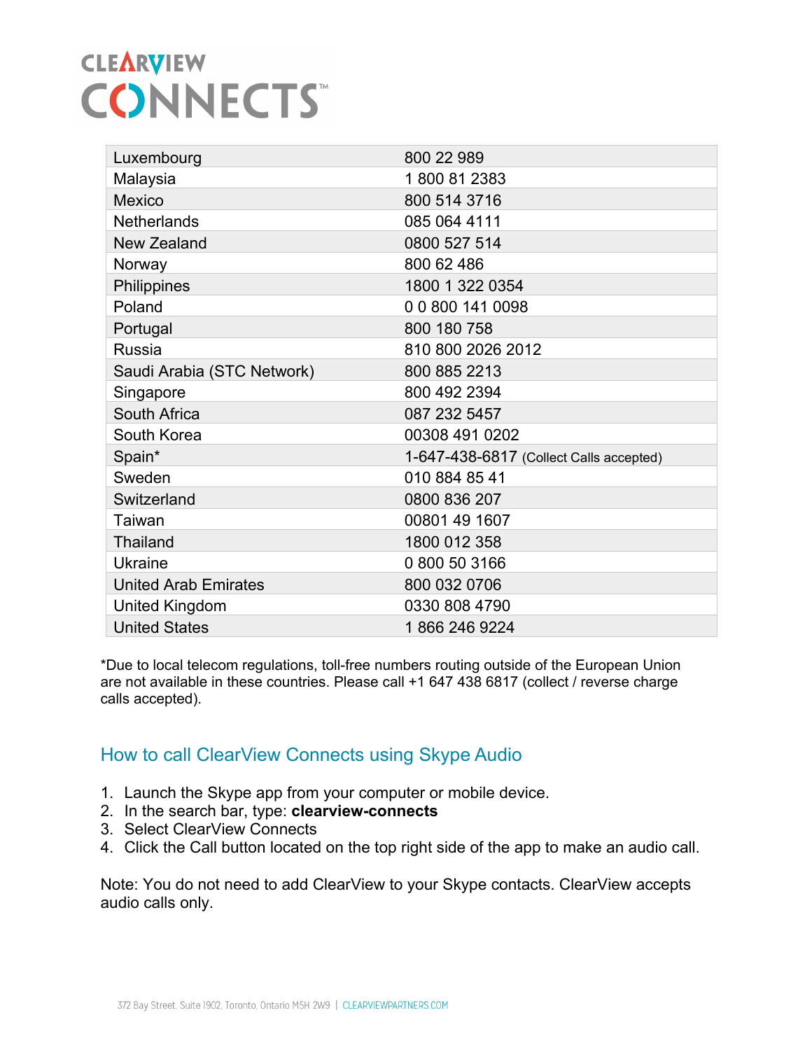| | |
|---|---|
| Luxembourg | 800 22 989 |
| Malaysia | 1 800 81 2383 |
| Mexico | 800 514 3716 |
| Netherlands | 085 064 4111 |
| New Zealand | 0800 527 514 |
| Norway | 800 62 486 |
| Philippines | 1800 1 322 0354 |
| Poland | 0 0 800 141 0098 |
| Portugal | 800 180 758 |
| Russia | 810 800 2026 2012 |
| Saudi Arabia (STC Network) | 800 885 2213 |
| Singapore | 800 492 2394 |
| South Africa | 087 232 5457 |
| South Korea | 00308 491 0202 |
| Spain* | 1-647-438-6817 (Collect Calls accepted) |
| Sweden | 010 884 85 41 |
| Switzerland | 0800 836 207 |
| Taiwan | 00801 49 1607 |
| Thailand | 1800 012 358 |
| Ukraine | 0 800 50 3166 |
| United Arab Emirates | 800 032 0706 |
| United Kingdom | 0330 808 4790 |
| United States | 1 866 246 9224 |

*Due to local telecom regulations, toll-free numbers routing outside of the European Union are not available in these countries. Please call +1 647 438 6817 (collect / reverse charge calls accepted).

## How to call ClearView Connects using Skype Audio

1. Launch the Skype app from your computer or mobile device.
2. In the search bar, type: **clearview-connects**
3. Select ClearView Connects
4. Click the Call button located on the top right side of the app to make an audio call.

Note: You do not need to add ClearView to your Skype contacts. ClearView accepts audio calls only.